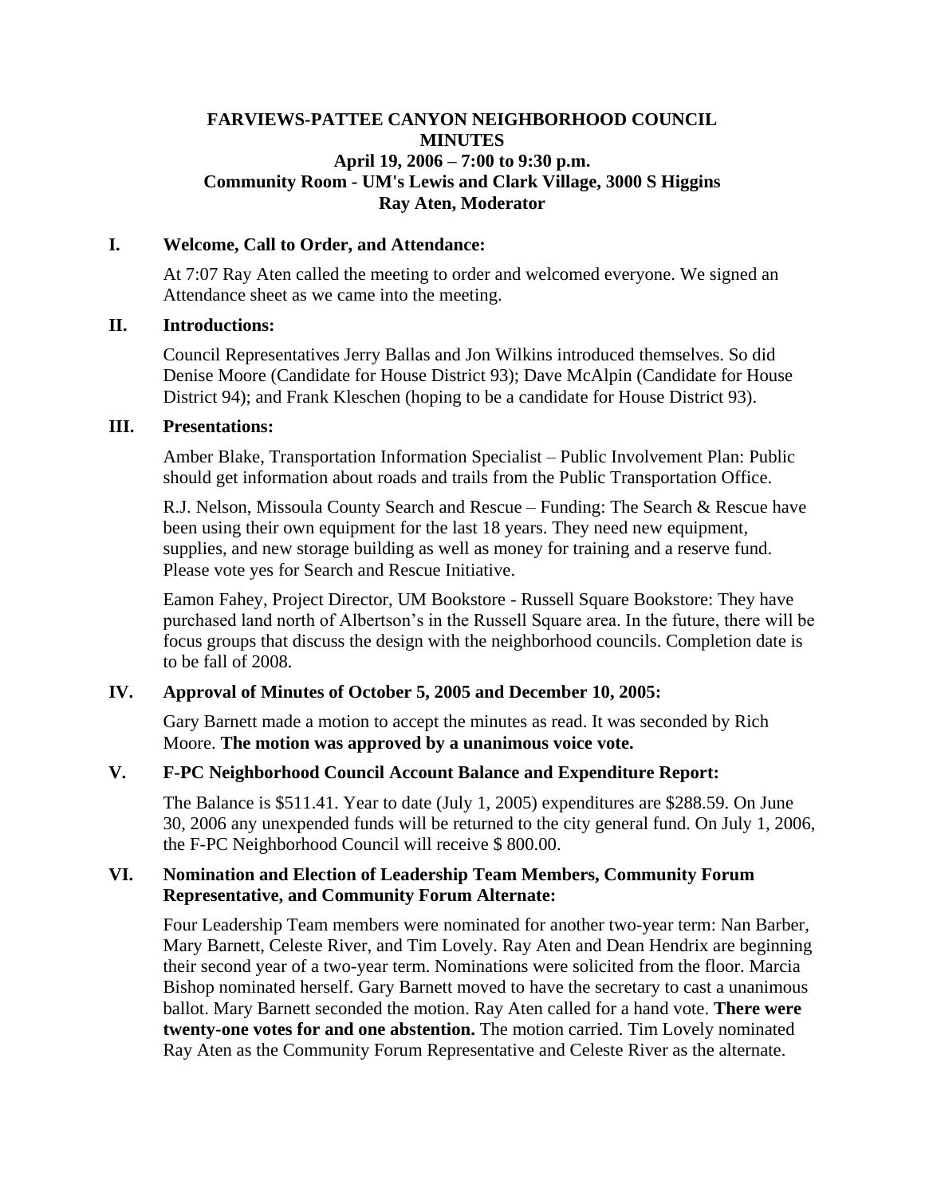# FARVIEWS-PATTEE CANYON NEIGHBORHOOD COUNCIL MINUTES

**April 19, 2006 – 7:00 to 9:30 p.m.**
**Community Room - UM's Lewis and Clark Village, 3000 S Higgins**
**Ray Aten, Moderator**

## I. Welcome, Call to Order, and Attendance:

At 7:07 Ray Aten called the meeting to order and welcomed everyone. We signed an Attendance sheet as we came into the meeting.

## II. Introductions:

Council Representatives Jerry Ballas and Jon Wilkins introduced themselves. So did Denise Moore (Candidate for House District 93); Dave McAlpin (Candidate for House District 94); and Frank Kleschen (hoping to be a candidate for House District 93).

## III. Presentations:

Amber Blake, Transportation Information Specialist – Public Involvement Plan: Public should get information about roads and trails from the Public Transportation Office.

R.J. Nelson, Missoula County Search and Rescue – Funding: The Search & Rescue have been using their own equipment for the last 18 years. They need new equipment, supplies, and new storage building as well as money for training and a reserve fund. Please vote yes for Search and Rescue Initiative.

Eamon Fahey, Project Director, UM Bookstore - Russell Square Bookstore: They have purchased land north of Albertson's in the Russell Square area. In the future, there will be focus groups that discuss the design with the neighborhood councils. Completion date is to be fall of 2008.

## IV. Approval of Minutes of October 5, 2005 and December 10, 2005:

Gary Barnett made a motion to accept the minutes as read. It was seconded by Rich Moore. **The motion was approved by a unanimous voice vote.**

## V. F-PC Neighborhood Council Account Balance and Expenditure Report:

The Balance is $511.41. Year to date (July 1, 2005) expenditures are $288.59. On June 30, 2006 any unexpended funds will be returned to the city general fund. On July 1, 2006, the F-PC Neighborhood Council will receive $ 800.00.

## VI. Nomination and Election of Leadership Team Members, Community Forum Representative, and Community Forum Alternate:

Four Leadership Team members were nominated for another two-year term: Nan Barber, Mary Barnett, Celeste River, and Tim Lovely. Ray Aten and Dean Hendrix are beginning their second year of a two-year term. Nominations were solicited from the floor. Marcia Bishop nominated herself. Gary Barnett moved to have the secretary to cast a unanimous ballot. Mary Barnett seconded the motion. Ray Aten called for a hand vote. **There were twenty-one votes for and one abstention.** The motion carried. Tim Lovely nominated Ray Aten as the Community Forum Representative and Celeste River as the alternate.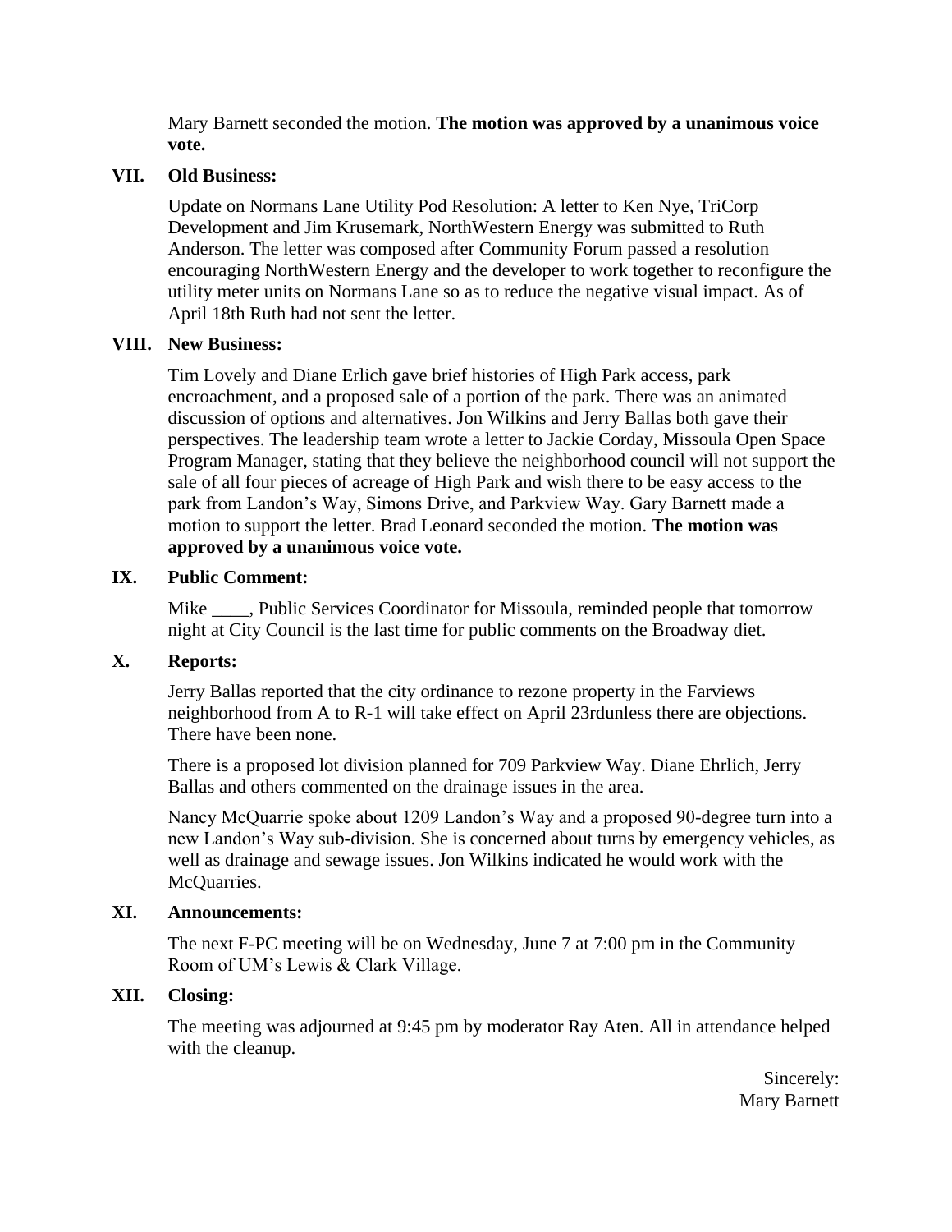Mary Barnett seconded the motion. **The motion was approved by a unanimous voice vote.**

## VII. Old Business:

Update on Normans Lane Utility Pod Resolution: A letter to Ken Nye, TriCorp Development and Jim Krusemark, NorthWestern Energy was submitted to Ruth Anderson. The letter was composed after Community Forum passed a resolution encouraging NorthWestern Energy and the developer to work together to reconfigure the utility meter units on Normans Lane so as to reduce the negative visual impact. As of April 18th Ruth had not sent the letter.

## VIII. New Business:

Tim Lovely and Diane Erlich gave brief histories of High Park access, park encroachment, and a proposed sale of a portion of the park. There was an animated discussion of options and alternatives. Jon Wilkins and Jerry Ballas both gave their perspectives. The leadership team wrote a letter to Jackie Corday, Missoula Open Space Program Manager, stating that they believe the neighborhood council will not support the sale of all four pieces of acreage of High Park and wish there to be easy access to the park from Landon's Way, Simons Drive, and Parkview Way. Gary Barnett made a motion to support the letter. Brad Leonard seconded the motion. **The motion was approved by a unanimous voice vote.**

## IX. Public Comment:

Mike ____, Public Services Coordinator for Missoula, reminded people that tomorrow night at City Council is the last time for public comments on the Broadway diet.

## X. Reports:

Jerry Ballas reported that the city ordinance to rezone property in the Farviews neighborhood from A to R-1 will take effect on April 23rdunless there are objections. There have been none.

There is a proposed lot division planned for 709 Parkview Way. Diane Ehrlich, Jerry Ballas and others commented on the drainage issues in the area.

Nancy McQuarrie spoke about 1209 Landon's Way and a proposed 90-degree turn into a new Landon's Way sub-division. She is concerned about turns by emergency vehicles, as well as drainage and sewage issues. Jon Wilkins indicated he would work with the McQuarries.

## XI. Announcements:

The next F-PC meeting will be on Wednesday, June 7 at 7:00 pm in the Community Room of UM's Lewis & Clark Village.

## XII. Closing:

The meeting was adjourned at 9:45 pm by moderator Ray Aten. All in attendance helped with the cleanup.

Sincerely:
Mary Barnett